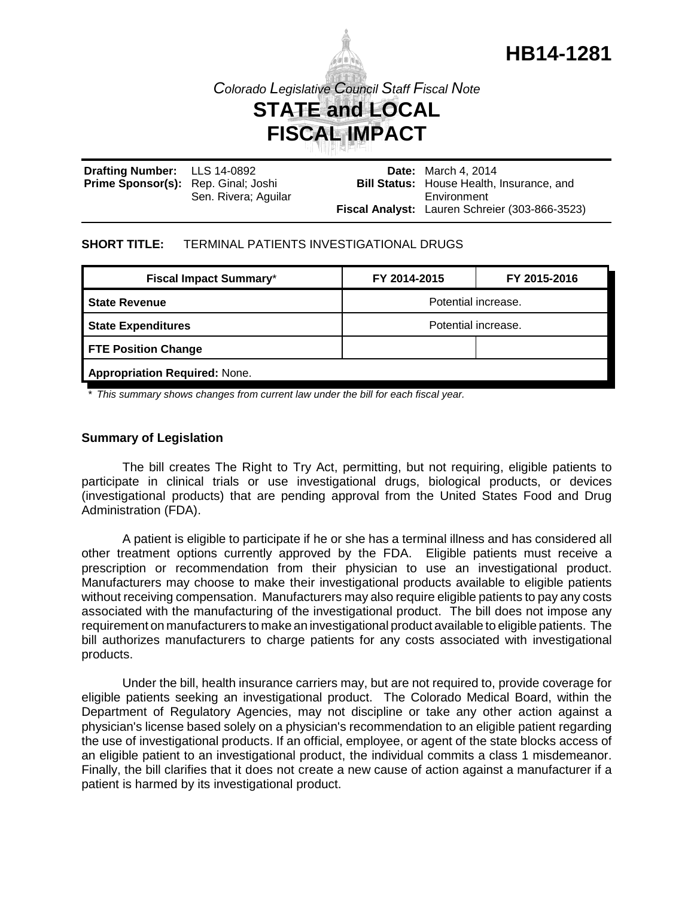# HB14-1281

*Colorado Legislative Council Staff Fiscal Note*

## STATE and LOCAL FISCAL IMPACT

**Drafting Number:** LLS 14-0892
**Prime Sponsor(s):** Rep. Ginal; Joshi
Sen. Rivera; Aguilar

**Date:** March 4, 2014
**Bill Status:** House Health, Insurance, and Environment
**Fiscal Analyst:** Lauren Schreier (303-866-3523)

**SHORT TITLE:** TERMINAL PATIENTS INVESTIGATIONAL DRUGS

| Fiscal Impact Summary* | FY 2014-2015 | FY 2015-2016 |
|---|---|---|
| **State Revenue** | Potential increase. | |
| **State Expenditures** | Potential increase. | |
| **FTE Position Change** | | |
| **Appropriation Required:** None. | | |

\* *This summary shows changes from current law under the bill for each fiscal year.*

### Summary of Legislation

The bill creates The Right to Try Act, permitting, but not requiring, eligible patients to participate in clinical trials or use investigational drugs, biological products, or devices (investigational products) that are pending approval from the United States Food and Drug Administration (FDA).

A patient is eligible to participate if he or she has a terminal illness and has considered all other treatment options currently approved by the FDA. Eligible patients must receive a prescription or recommendation from their physician to use an investigational product. Manufacturers may choose to make their investigational products available to eligible patients without receiving compensation. Manufacturers may also require eligible patients to pay any costs associated with the manufacturing of the investigational product. The bill does not impose any requirement on manufacturers to make an investigational product available to eligible patients. The bill authorizes manufacturers to charge patients for any costs associated with investigational products.

Under the bill, health insurance carriers may, but are not required to, provide coverage for eligible patients seeking an investigational product. The Colorado Medical Board, within the Department of Regulatory Agencies, may not discipline or take any other action against a physician's license based solely on a physician's recommendation to an eligible patient regarding the use of investigational products. If an official, employee, or agent of the state blocks access of an eligible patient to an investigational product, the individual commits a class 1 misdemeanor. Finally, the bill clarifies that it does not create a new cause of action against a manufacturer if a patient is harmed by its investigational product.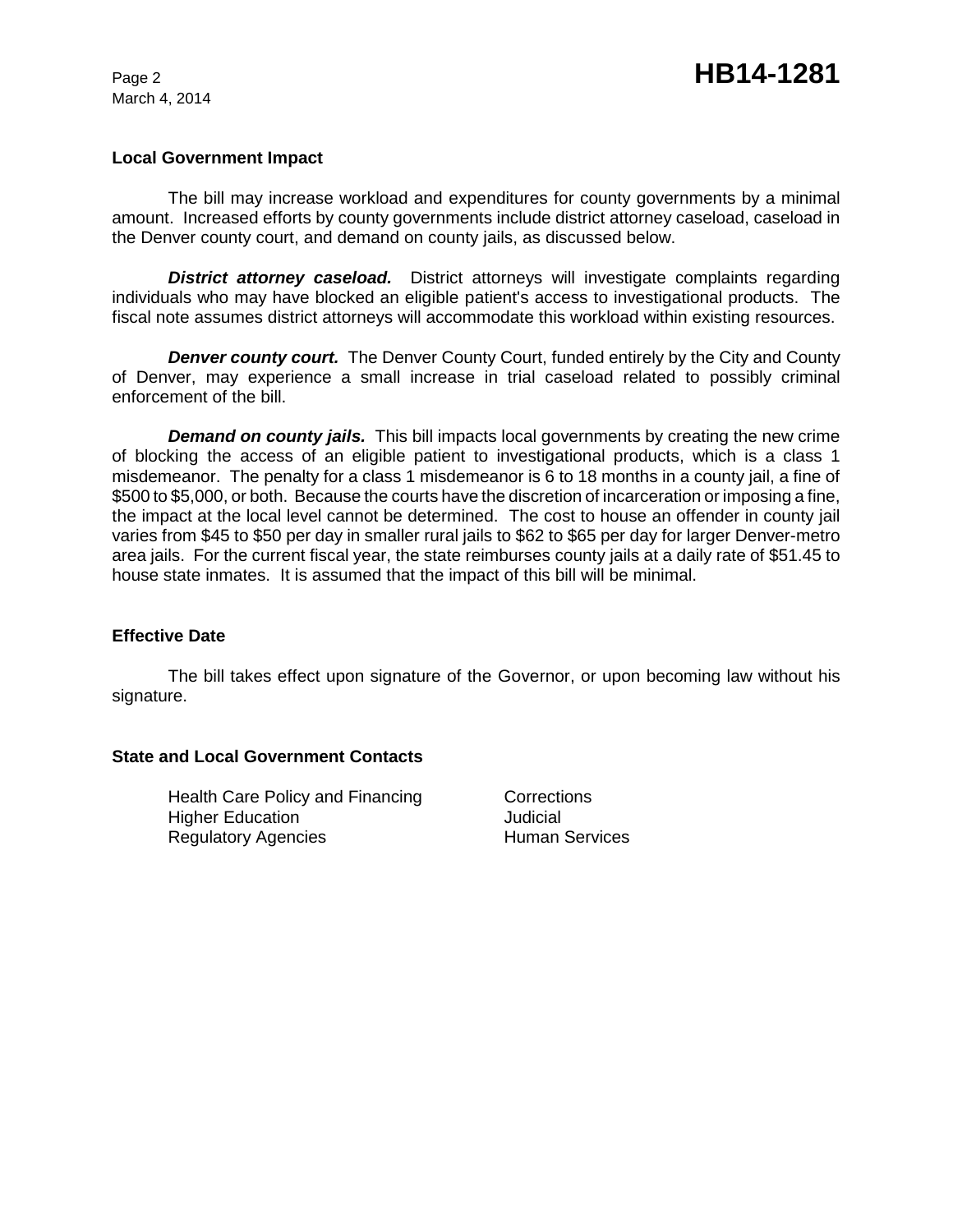### Local Government Impact

The bill may increase workload and expenditures for county governments by a minimal amount. Increased efforts by county governments include district attorney caseload, caseload in the Denver county court, and demand on county jails, as discussed below.

***District attorney caseload.*** District attorneys will investigate complaints regarding individuals who may have blocked an eligible patient's access to investigational products. The fiscal note assumes district attorneys will accommodate this workload within existing resources.

***Denver county court.*** The Denver County Court, funded entirely by the City and County of Denver, may experience a small increase in trial caseload related to possibly criminal enforcement of the bill.

***Demand on county jails.*** This bill impacts local governments by creating the new crime of blocking the access of an eligible patient to investigational products, which is a class 1 misdemeanor. The penalty for a class 1 misdemeanor is 6 to 18 months in a county jail, a fine of $500 to $5,000, or both. Because the courts have the discretion of incarceration or imposing a fine, the impact at the local level cannot be determined. The cost to house an offender in county jail varies from $45 to $50 per day in smaller rural jails to $62 to $65 per day for larger Denver-metro area jails. For the current fiscal year, the state reimburses county jails at a daily rate of $51.45 to house state inmates. It is assumed that the impact of this bill will be minimal.

### Effective Date

The bill takes effect upon signature of the Governor, or upon becoming law without his signature.

### State and Local Government Contacts

| | |
|---|---|
| Health Care Policy and Financing | Corrections |
| Higher Education | Judicial |
| Regulatory Agencies | Human Services |